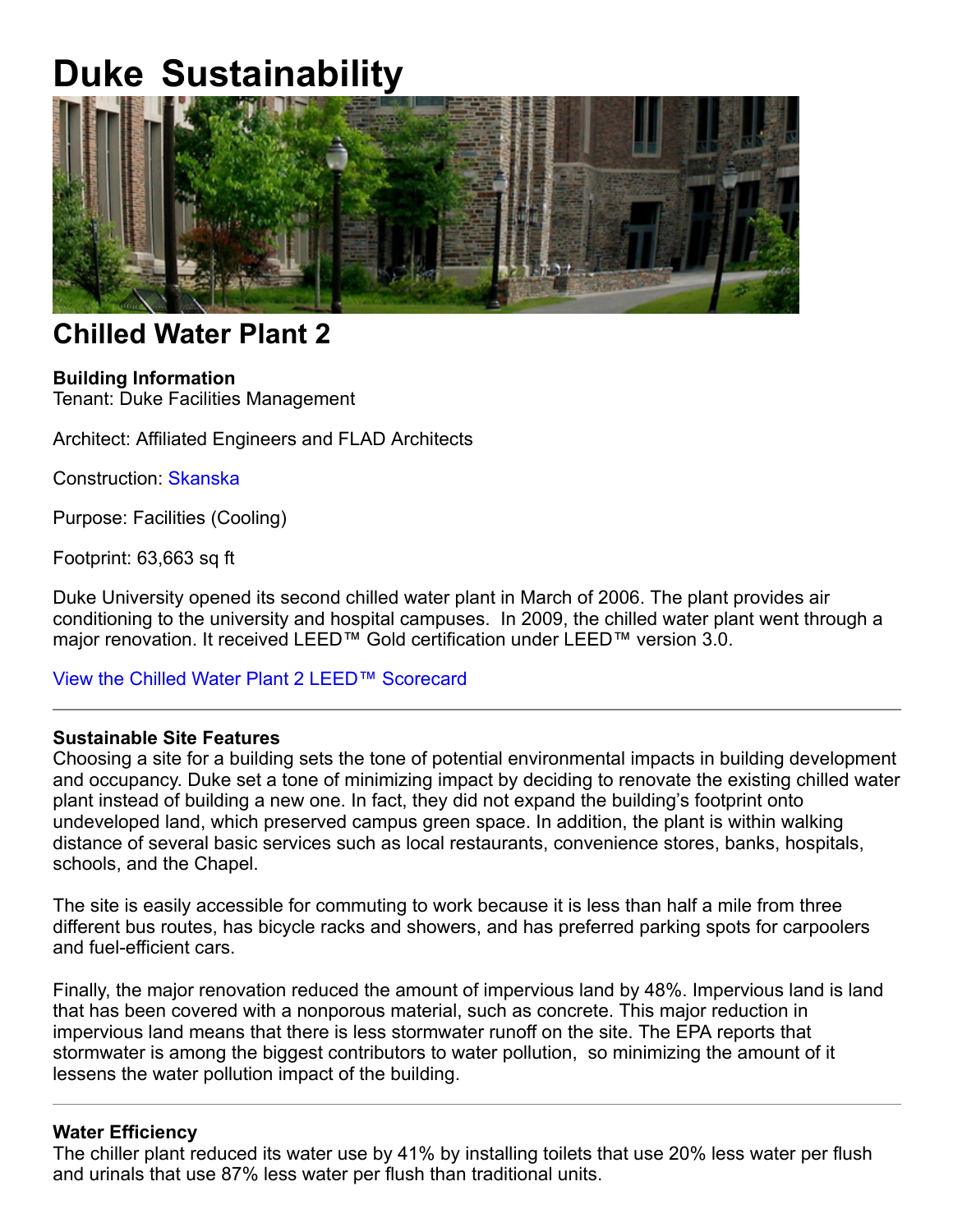# Duke Sustainability

## Chilled Water Plant 2

**Building Information**
Tenant: Duke Facilities Management

Architect: Affiliated Engineers and FLAD Architects

Construction: Skanska

Purpose: Facilities (Cooling)

Footprint: 63,663 sq ft

Duke University opened its second chilled water plant in March of 2006. The plant provides air conditioning to the university and hospital campuses. In 2009, the chilled water plant went through a major renovation. It received LEED™ Gold certification under LEED™ version 3.0.

View the Chilled Water Plant 2 LEED™ Scorecard

---

**Sustainable Site Features**
Choosing a site for a building sets the tone of potential environmental impacts in building development and occupancy. Duke set a tone of minimizing impact by deciding to renovate the existing chilled water plant instead of building a new one. In fact, they did not expand the building's footprint onto undeveloped land, which preserved campus green space. In addition, the plant is within walking distance of several basic services such as local restaurants, convenience stores, banks, hospitals, schools, and the Chapel.

The site is easily accessible for commuting to work because it is less than half a mile from three different bus routes, has bicycle racks and showers, and has preferred parking spots for carpoolers and fuel-efficient cars.

Finally, the major renovation reduced the amount of impervious land by 48%. Impervious land is land that has been covered with a nonporous material, such as concrete. This major reduction in impervious land means that there is less stormwater runoff on the site. The EPA reports that stormwater is among the biggest contributors to water pollution, so minimizing the amount of it lessens the water pollution impact of the building.

---

**Water Efficiency**
The chiller plant reduced its water use by 41% by installing toilets that use 20% less water per flush and urinals that use 87% less water per flush than traditional units.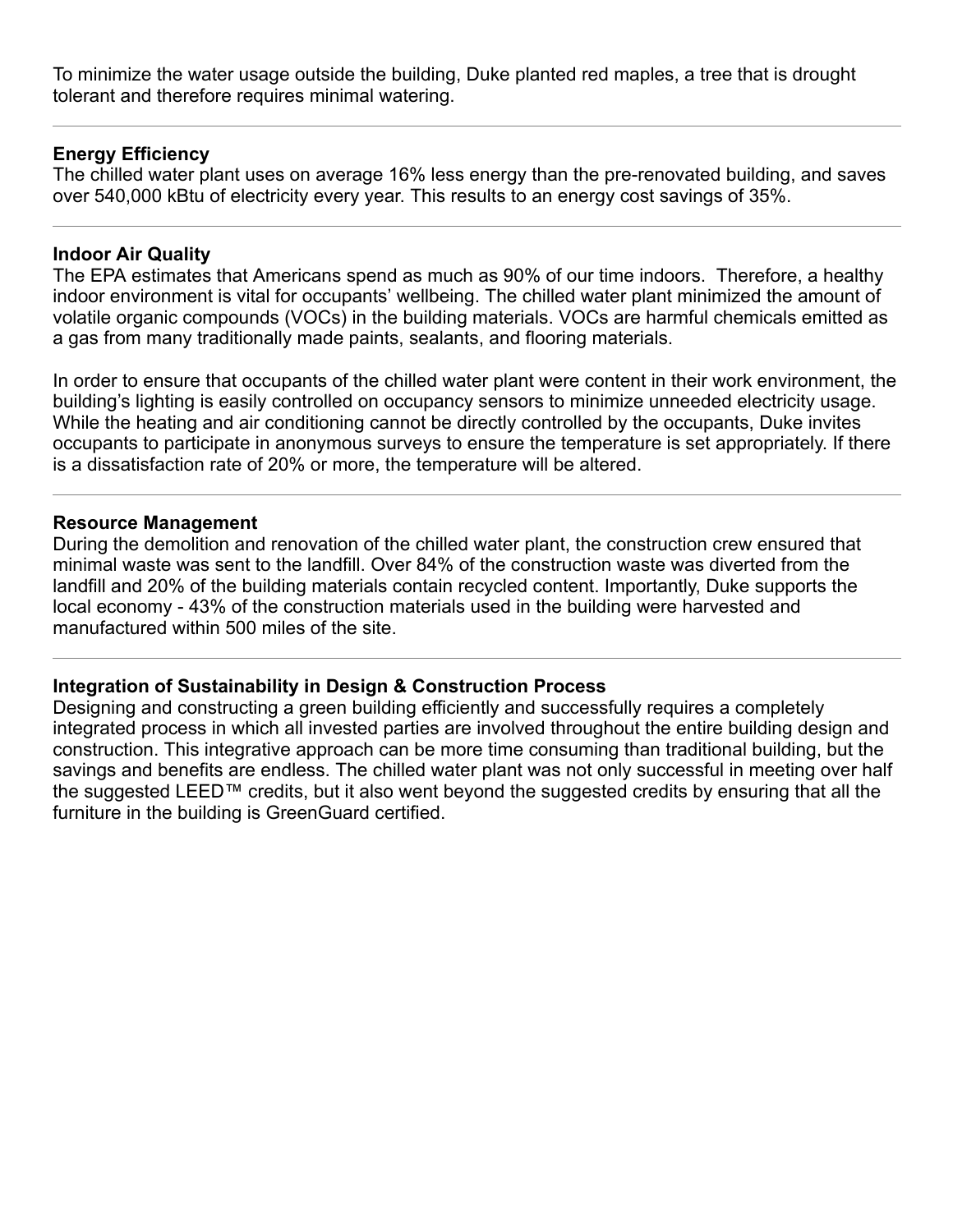To minimize the water usage outside the building, Duke planted red maples, a tree that is drought tolerant and therefore requires minimal watering.

---

### Energy Efficiency

The chilled water plant uses on average 16% less energy than the pre-renovated building, and saves over 540,000 kBtu of electricity every year. This results to an energy cost savings of 35%.

---

### Indoor Air Quality

The EPA estimates that Americans spend as much as 90% of our time indoors. Therefore, a healthy indoor environment is vital for occupants' wellbeing. The chilled water plant minimized the amount of volatile organic compounds (VOCs) in the building materials. VOCs are harmful chemicals emitted as a gas from many traditionally made paints, sealants, and flooring materials.

In order to ensure that occupants of the chilled water plant were content in their work environment, the building's lighting is easily controlled on occupancy sensors to minimize unneeded electricity usage. While the heating and air conditioning cannot be directly controlled by the occupants, Duke invites occupants to participate in anonymous surveys to ensure the temperature is set appropriately. If there is a dissatisfaction rate of 20% or more, the temperature will be altered.

---

### Resource Management

During the demolition and renovation of the chilled water plant, the construction crew ensured that minimal waste was sent to the landfill. Over 84% of the construction waste was diverted from the landfill and 20% of the building materials contain recycled content. Importantly, Duke supports the local economy - 43% of the construction materials used in the building were harvested and manufactured within 500 miles of the site.

---

### Integration of Sustainability in Design & Construction Process

Designing and constructing a green building efficiently and successfully requires a completely integrated process in which all invested parties are involved throughout the entire building design and construction. This integrative approach can be more time consuming than traditional building, but the savings and benefits are endless. The chilled water plant was not only successful in meeting over half the suggested LEED™ credits, but it also went beyond the suggested credits by ensuring that all the furniture in the building is GreenGuard certified.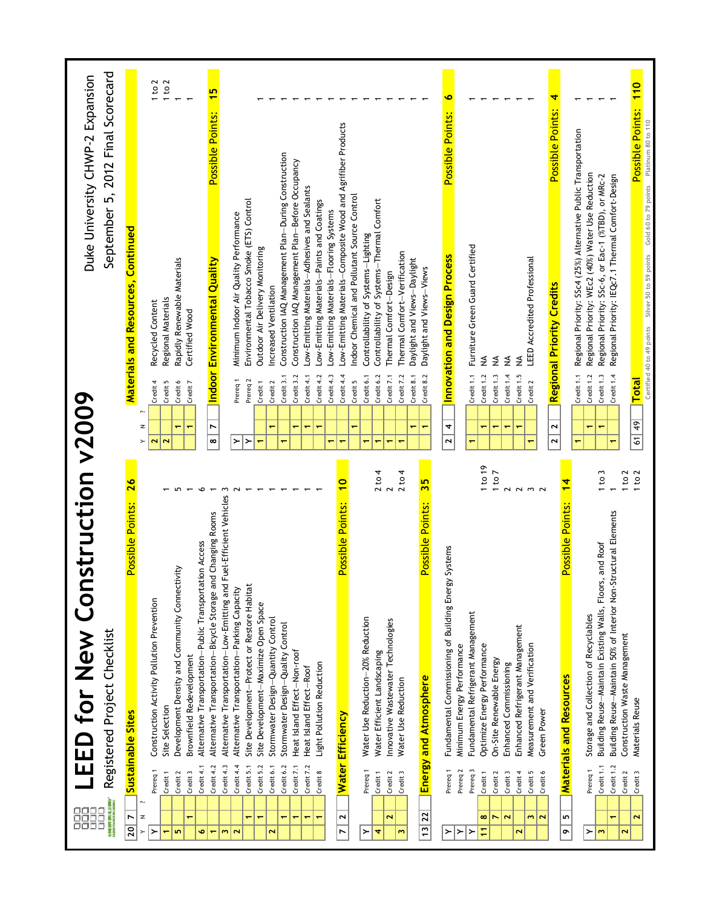# LEED for New Construction v2009

Duke University CHWP-2 Expansion

Registered Project Checklist

September 5, 2012 Final Scorecard

## Sustainable Sites

| Y | N | ? | Item | Description | Possible Points: 26 |
|---|---|---|---|---|---|
| 20 | 7 | | | | |
| Y | | | Prereq 1 | Construction Activity Pollution Prevention | |
| 1 | | | Credit 1 | Site Selection | 1 |
| 5 | | | Credit 2 | Development Density and Community Connectivity | 5 |
| | 1 | | Credit 3 | Brownfield Redevelopment | 1 |
| 6 | | | Credit 4.1 | Alternative Transportation—Public Transportation Access | 6 |
| 1 | | | Credit 4.2 | Alternative Transportation—Bicycle Storage and Changing Rooms | 1 |
| 3 | | | Credit 4.3 | Alternative Transportation—Low-Emitting and Fuel-Efficient Vehicles | 3 |
| 2 | | | Credit 4.4 | Alternative Transportation—Parking Capacity | 2 |
| | 1 | | Credit 5.1 | Site Development—Protect or Restore Habitat | 1 |
| | 1 | | Credit 5.2 | Site Development—Maximize Open Space | 1 |
| 2 | | | Credit 6.1 | Stormwater Design—Quantity Control | 1 |
| | 1 | | Credit 6.2 | Stormwater Design—Quality Control | 1 |
| | 1 | | Credit 7.1 | Heat Island Effect—Non-roof | 1 |
| | 1 | | Credit 7.2 | Heat Island Effect—Roof | 1 |
| | 1 | | Credit 8 | Light Pollution Reduction | 1 |

## Water Efficiency

| Y | N | ? | Item | Description | Possible Points: 10 |
|---|---|---|---|---|---|
| 7 | 2 | | | | |
| Y | | | Prereq 1 | Water Use Reduction—20% Reduction | |
| 4 | | | Credit 1 | Water Efficient Landscaping | 2 to 4 |
| | 2 | | Credit 2 | Innovative Wastewater Technologies | 2 |
| 3 | | | Credit 3 | Water Use Reduction | 2 to 4 |

## Energy and Atmosphere

| Y | N | ? | Item | Description | Possible Points: 35 |
|---|---|---|---|---|---|
| 13 | 22 | | | | |
| Y | | | Prereq 1 | Fundamental Commissioning of Building Energy Systems | |
| Y | | | Prereq 2 | Minimum Energy Performance | |
| Y | | | Prereq 3 | Fundamental Refrigerant Management | |
| 11 | 8 | | Credit 1 | Optimize Energy Performance | 1 to 19 |
| | 7 | | Credit 2 | On-Site Renewable Energy | 1 to 7 |
| | 2 | | Credit 3 | Enhanced Commissioning | 2 |
| 2 | | | Credit 4 | Enhanced Refrigerant Management | 2 |
| | 3 | | Credit 5 | Measurement and Verification | 3 |
| | 2 | | Credit 6 | Green Power | 2 |

## Materials and Resources

| Y | N | ? | Item | Description | Possible Points: 14 |
|---|---|---|---|---|---|
| 9 | 5 | | | | |
| Y | | | Prereq 1 | Storage and Collection of Recyclables | |
| 3 | | | Credit 1.1 | Building Reuse—Maintain Existing Walls, Floors, and Roof | 1 to 3 |
| | 1 | | Credit 1.2 | Building Reuse—Maintain 50% of Interior Non-Structural Elements | 1 |
| 2 | | | Credit 2 | Construction Waste Management | 1 to 2 |
| | 2 | | Credit 3 | Materials Reuse | 1 to 2 |

## Materials and Resources, Continued

| Y | N | ? | Item | Description | Points |
|---|---|---|---|---|---|
| 2 | | | Credit 4 | Recycled Content | 1 to 2 |
| 2 | | | Credit 5 | Regional Materials | 1 to 2 |
| | 1 | | Credit 6 | Rapidly Renewable Materials | 1 |
| | 1 | | Credit 7 | Certified Wood | 1 |

## Indoor Environmental Quality

| Y | N | ? | Item | Description | Possible Points: 15 |
|---|---|---|---|---|---|
| 8 | 7 | | | | |
| Y | | | Prereq 1 | Minimum Indoor Air Quality Performance | |
| Y | | | Prereq 2 | Environmental Tobacco Smoke (ETS) Control | |
| 1 | | | Credit 1 | Outdoor Air Delivery Monitoring | 1 |
| | 1 | | Credit 2 | Increased Ventilation | 1 |
| 1 | | | Credit 3.1 | Construction IAQ Management Plan—During Construction | 1 |
| | 1 | | Credit 3.2 | Construction IAQ Management Plan—Before Occupancy | 1 |
| | 1 | | Credit 4.1 | Low-Emitting Materials—Adhesives and Sealants | 1 |
| | 1 | | Credit 4.2 | Low-Emitting Materials—Paints and Coatings | 1 |
| 1 | | | Credit 4.3 | Low-Emitting Materials—Flooring Systems | 1 |
| 1 | | | Credit 4.4 | Low-Emitting Materials—Composite Wood and Agrifiber Products | 1 |
| | 1 | | Credit 5 | Indoor Chemical and Pollutant Source Control | 1 |
| 1 | | | Credit 6.1 | Controllability of Systems—Lighting | 1 |
| 1 | | | Credit 6.2 | Controllability of Systems—Thermal Comfort | 1 |
| 1 | | | Credit 7.1 | Thermal Comfort—Design | 1 |
| 1 | | | Credit 7.2 | Thermal Comfort—Verification | 1 |
| | 1 | | Credit 8.1 | Daylight and Views—Daylight | 1 |
| | 1 | | Credit 8.2 | Daylight and Views—Views | 1 |

## Innovation and Design Process

| Y | N | ? | Item | Description | Possible Points: 6 |
|---|---|---|---|---|---|
| 2 | 4 | | | | |
| 1 | | | Credit 1.1 | Furniture Green Guard Certified | 1 |
| | 1 | | Credit 1.2 | NA | 1 |
| | 1 | | Credit 1.3 | NA | 1 |
| | 1 | | Credit 1.4 | NA | 1 |
| | 1 | | Credit 1.5 | NA | 1 |
| 1 | | | Credit 2 | LEED Accredited Professional | 1 |

## Regional Priority Credits

| Y | N | ? | Item | Description | Possible Points: 4 |
|---|---|---|---|---|---|
| 2 | 2 | | | | |
| 1 | | | Credit 1.1 | Regional Priority: SSc4 (25%) Alternative Public Transportation | 1 |
| | 1 | | Credit 1.2 | Regional Priority: WEc2 (40%) Water Use Reduction | 1 |
| | 1 | | Credit 1.3 | Regional Priority: SSc-6, or Eac-1 (%TBD), or MRc-2 | 1 |
| 1 | | | Credit 1.4 | Regional Priority: IEQc7.1 Thermal Comfort-Design | 1 |

## Total

| Y | N | ? | | Possible Points: 110 |
|---|---|---|---|---|
| 61 | 49 | | Total | 110 |

Certified 40 to 49 points   Silver 50 to 59 points   Gold 60 to 79 points   Platinum 80 to 110